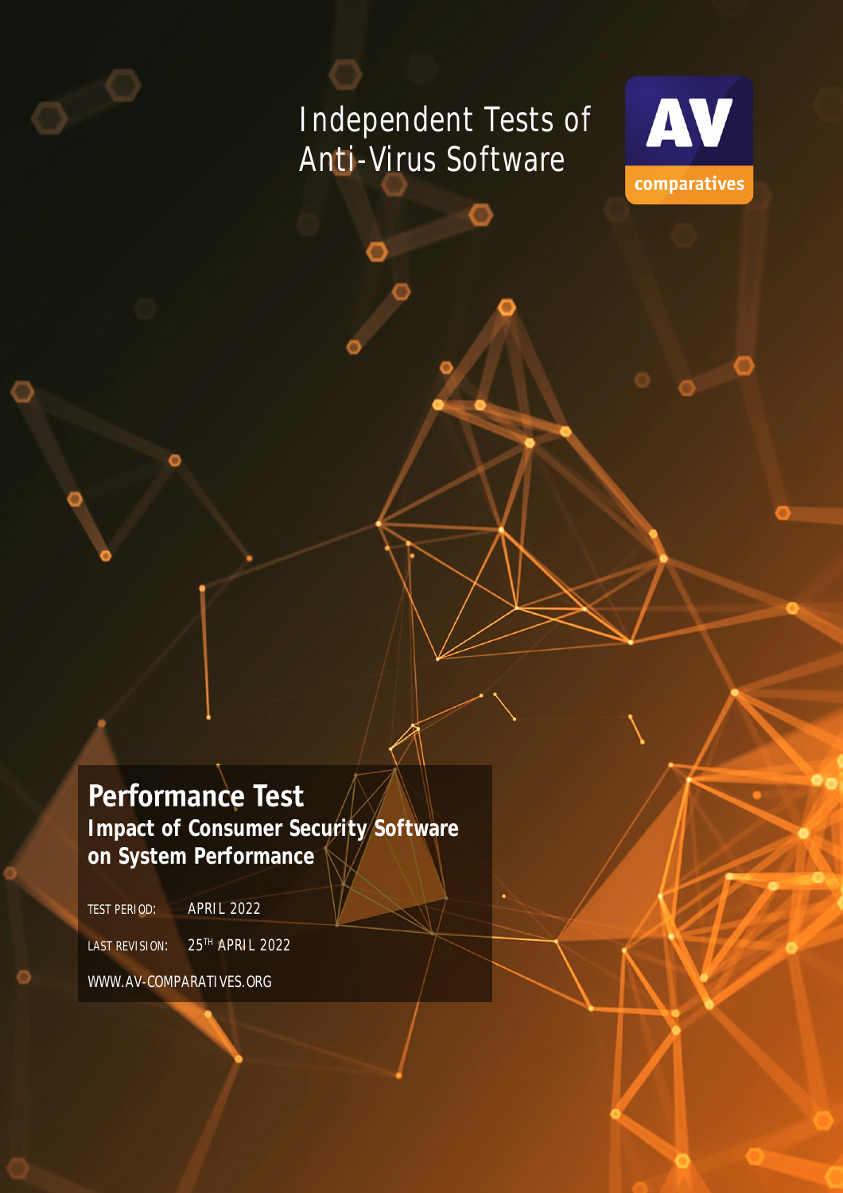Independent Tests of Anti-Virus Software

AV comparatives

# Performance Test

## Impact of Consumer Security Software on System Performance

TEST PERIOD: APRIL 2022

LAST REVISION: 25TH APRIL 2022

WWW.AV-COMPARATIVES.ORG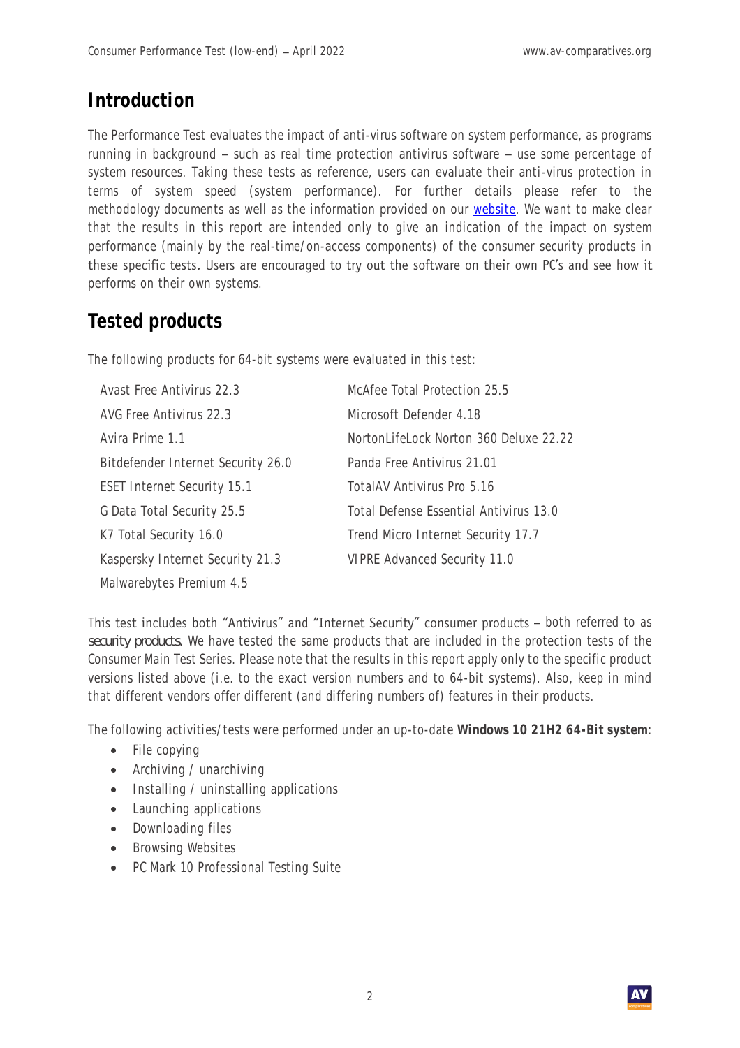## Introduction

The Performance Test evaluates the impact of anti-virus software on system performance, as programs running in background – such as real time protection antivirus software – use some percentage of system resources. Taking these tests as reference, users can evaluate their anti-virus protection in terms of system speed (system performance). For further details please refer to the methodology documents as well as the information provided on our website. We want to make clear that the results in this report are intended only to give an indication of the impact on system performance (mainly by the real-time/on-access components) of the consumer security products in these specific tests. Users are encouraged to try out the software on their own PC's and see how it performs on their own systems.

## Tested products

The following products for 64-bit systems were evaluated in this test:

- Avast Free Antivirus 22.3
- AVG Free Antivirus 22.3
- Avira Prime 1.1
- Bitdefender Internet Security 26.0
- ESET Internet Security 15.1
- G Data Total Security 25.5
- K7 Total Security 16.0
- Kaspersky Internet Security 21.3
- Malwarebytes Premium 4.5
- McAfee Total Protection 25.5
- Microsoft Defender 4.18
- NortonLifeLock Norton 360 Deluxe 22.22
- Panda Free Antivirus 21.01
- TotalAV Antivirus Pro 5.16
- Total Defense Essential Antivirus 13.0
- Trend Micro Internet Security 17.7
- VIPRE Advanced Security 11.0

This test includes both "Antivirus" and "Internet Security" consumer products – both referred to as *security products*. We have tested the same products that are included in the protection tests of the Consumer Main Test Series. Please note that the results in this report apply only to the specific product versions listed above (i.e. to the exact version numbers and to 64-bit systems). Also, keep in mind that different vendors offer different (and differing numbers of) features in their products.

The following activities/tests were performed under an up-to-date **Windows 10 21H2 64-Bit system**:

- File copying
- Archiving / unarchiving
- Installing / uninstalling applications
- Launching applications
- Downloading files
- Browsing Websites
- PC Mark 10 Professional Testing Suite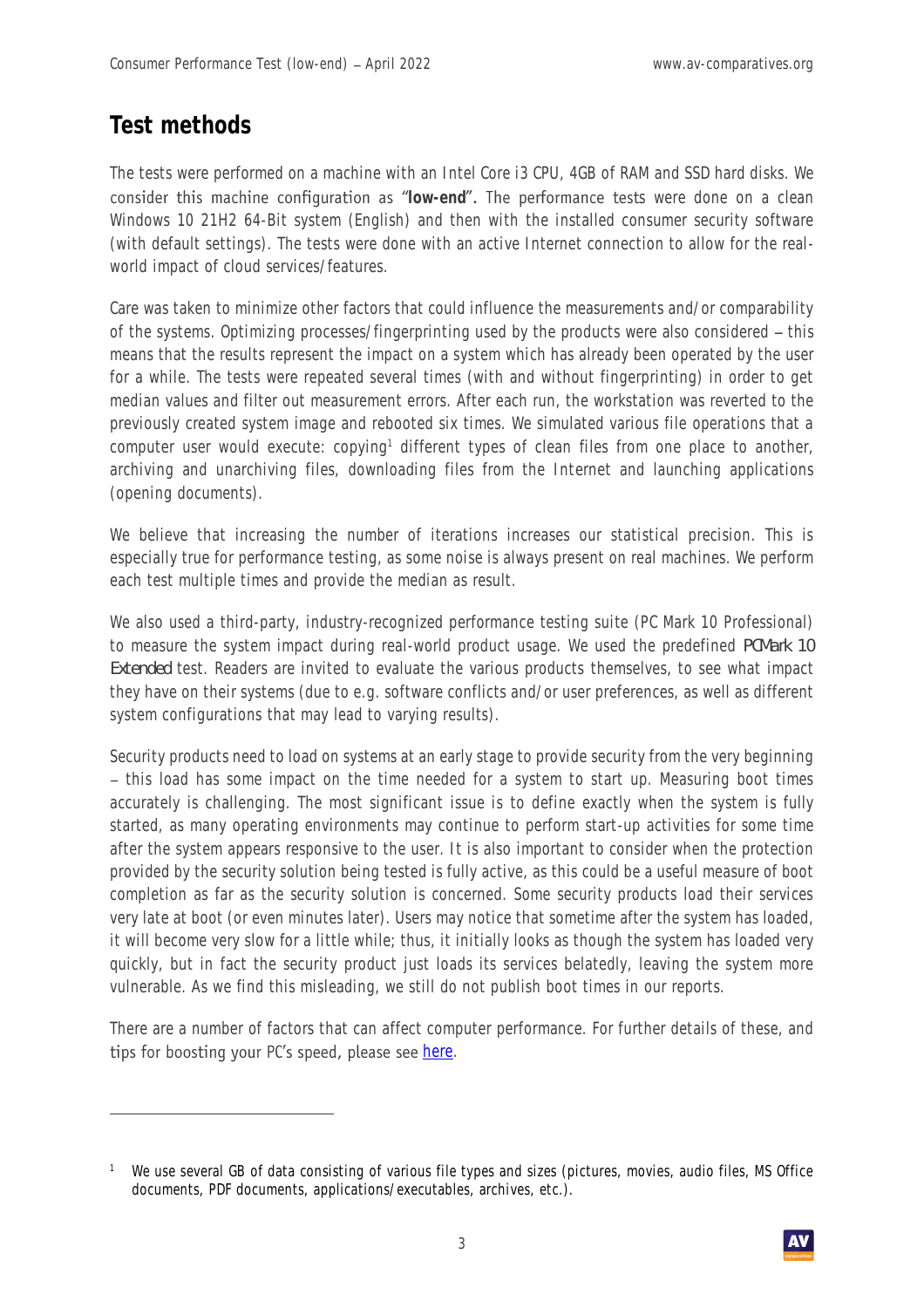## Test methods

The tests were performed on a machine with an Intel Core i3 CPU, 4GB of RAM and SSD hard disks. We consider this machine configuration as "**low-end**". The performance tests were done on a clean Windows 10 21H2 64-Bit system (English) and then with the installed consumer security software (with default settings). The tests were done with an active Internet connection to allow for the real-world impact of cloud services/features.

Care was taken to minimize other factors that could influence the measurements and/or comparability of the systems. Optimizing processes/fingerprinting used by the products were also considered – this means that the results represent the impact on a system which has already been operated by the user for a while. The tests were repeated several times (with and without fingerprinting) in order to get median values and filter out measurement errors. After each run, the workstation was reverted to the previously created system image and rebooted six times. We simulated various file operations that a computer user would execute: copying[1] different types of clean files from one place to another, archiving and unarchiving files, downloading files from the Internet and launching applications (opening documents).

We believe that increasing the number of iterations increases our statistical precision. This is especially true for performance testing, as some noise is always present on real machines. We perform each test multiple times and provide the median as result.

We also used a third-party, industry-recognized performance testing suite (PC Mark 10 Professional) to measure the system impact during real-world product usage. We used the predefined *PCMark 10 Extended* test. Readers are invited to evaluate the various products themselves, to see what impact they have on their systems (due to e.g. software conflicts and/or user preferences, as well as different system configurations that may lead to varying results).

Security products need to load on systems at an early stage to provide security from the very beginning – this load has some impact on the time needed for a system to start up. Measuring boot times accurately is challenging. The most significant issue is to define exactly when the system is fully started, as many operating environments may continue to perform start-up activities for some time after the system appears responsive to the user. It is also important to consider when the protection provided by the security solution being tested is fully active, as this could be a useful measure of boot completion as far as the security solution is concerned. Some security products load their services very late at boot (or even minutes later). Users may notice that sometime after the system has loaded, it will become very slow for a little while; thus, it initially looks as though the system has loaded very quickly, but in fact the security product just loads its services belatedly, leaving the system more vulnerable. As we find this misleading, we still do not publish boot times in our reports.

There are a number of factors that can affect computer performance. For further details of these, and tips for boosting your PC's speed, please see here.

---

[1] We use several GB of data consisting of various file types and sizes (pictures, movies, audio files, MS Office documents, PDF documents, applications/executables, archives, etc.).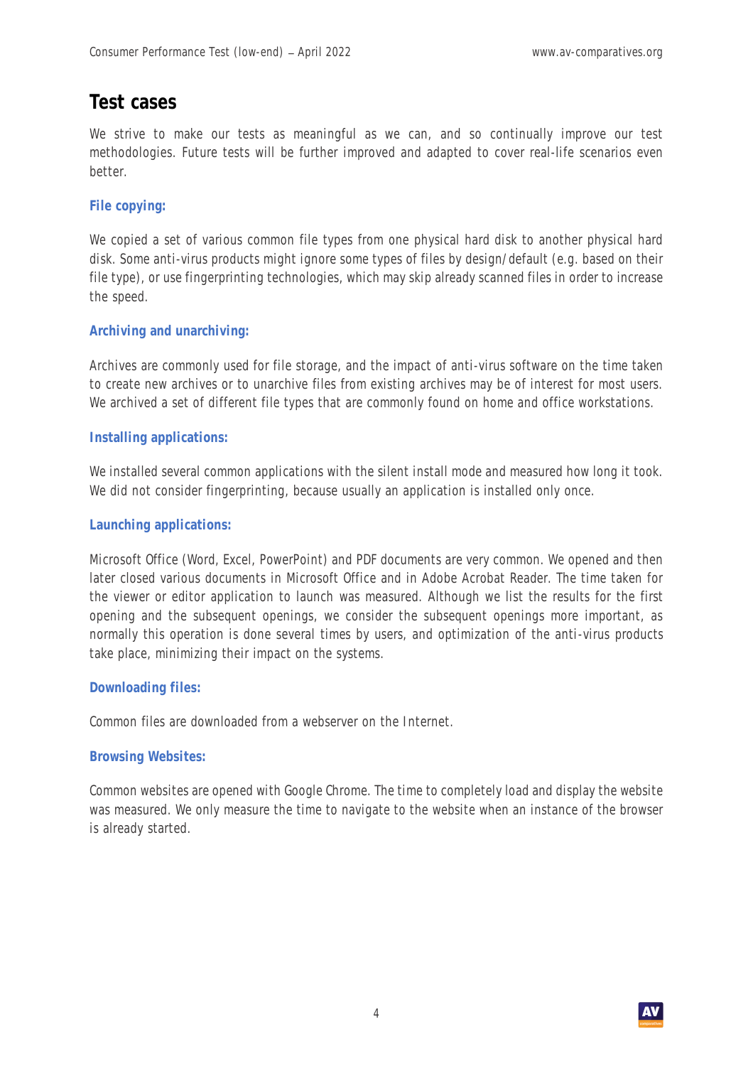## Test cases

We strive to make our tests as meaningful as we can, and so continually improve our test methodologies. Future tests will be further improved and adapted to cover real-life scenarios even better.

### File copying:

We copied a set of various common file types from one physical hard disk to another physical hard disk. Some anti-virus products might ignore some types of files by design/default (e.g. based on their file type), or use fingerprinting technologies, which may skip already scanned files in order to increase the speed.

### Archiving and unarchiving:

Archives are commonly used for file storage, and the impact of anti-virus software on the time taken to create new archives or to unarchive files from existing archives may be of interest for most users. We archived a set of different file types that are commonly found on home and office workstations.

### Installing applications:

We installed several common applications with the silent install mode and measured how long it took. We did not consider fingerprinting, because usually an application is installed only once.

### Launching applications:

Microsoft Office (Word, Excel, PowerPoint) and PDF documents are very common. We opened and then later closed various documents in Microsoft Office and in Adobe Acrobat Reader. The time taken for the viewer or editor application to launch was measured. Although we list the results for the first opening and the subsequent openings, we consider the subsequent openings more important, as normally this operation is done several times by users, and optimization of the anti-virus products take place, minimizing their impact on the systems.

### Downloading files:

Common files are downloaded from a webserver on the Internet.

### Browsing Websites:

Common websites are opened with Google Chrome. The time to completely load and display the website was measured. We only measure the time to navigate to the website when an instance of the browser is already started.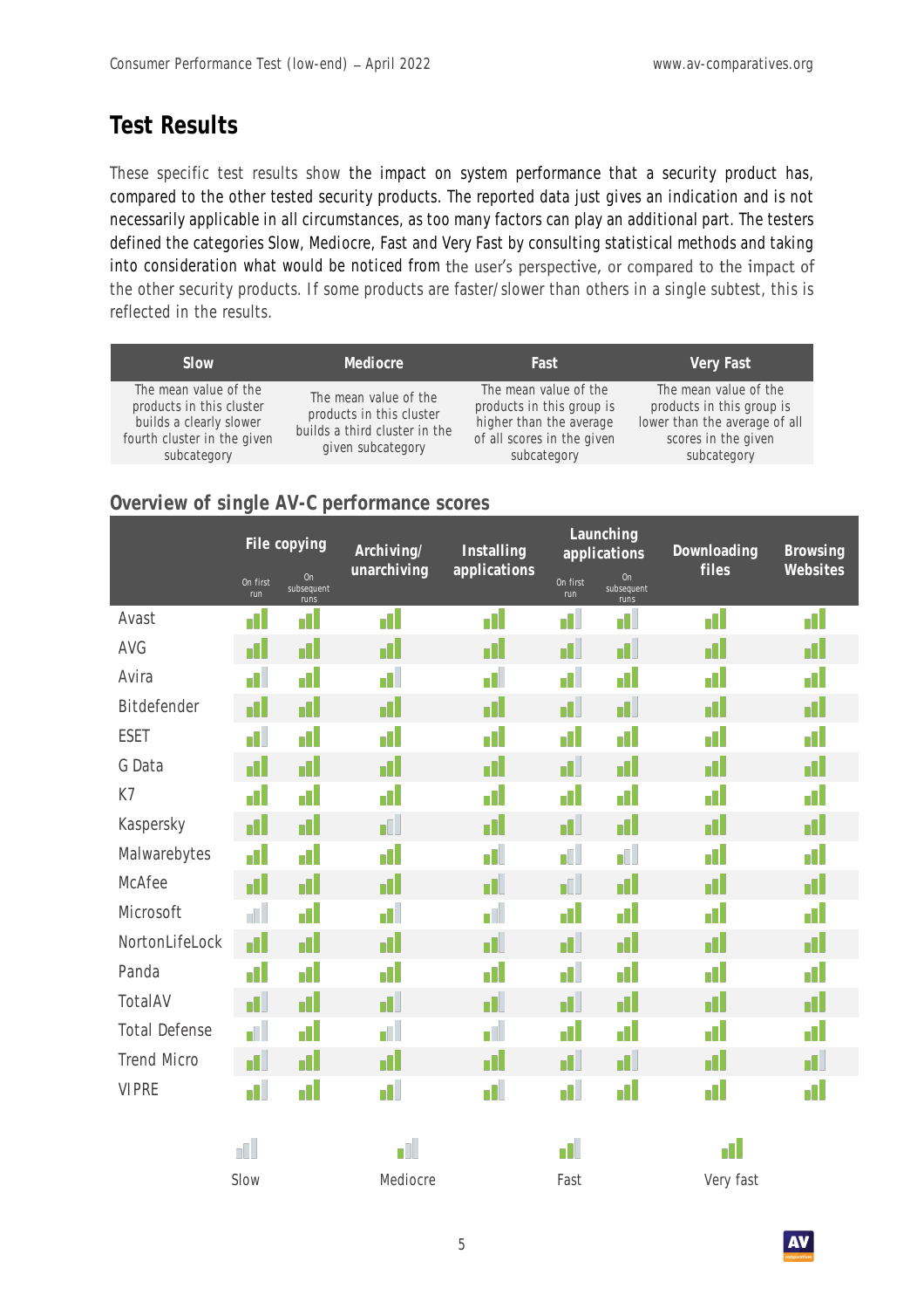## Test Results

These specific test results show the impact on system performance that a security product has, compared to the other tested security products. The reported data just gives an indication and is not necessarily applicable in all circumstances, as too many factors can play an additional part. The testers defined the categories Slow, Mediocre, Fast and Very Fast by consulting statistical methods and taking into consideration what would be noticed from the user's perspective, or compared to the impact of the other security products. If some products are faster/slower than others in a single subtest, this is reflected in the results.

| Slow | Mediocre | Fast | Very Fast |
|---|---|---|---|
| The mean value of the products in this cluster builds a clearly slower fourth cluster in the given subcategory | The mean value of the products in this cluster builds a third cluster in the given subcategory | The mean value of the products in this group is higher than the average of all scores in the given subcategory | The mean value of the products in this group is lower than the average of all scores in the given subcategory |

### Overview of single AV-C performance scores

| | File copying | | Archiving/ unarchiving | Installing applications | Launching applications | | Downloading files | Browsing Websites |
|---|---|---|---|---|---|---|---|---|
| | On first run | On subsequent runs | | | On first run | On subsequent runs | | |
| Avast | Very fast | Very fast | Very fast | Very fast | Fast | Fast | Very fast | Very fast |
| AVG | Very fast | Very fast | Very fast | Very fast | Fast | Fast | Very fast | Very fast |
| Avira | Fast | Very fast | Fast | Fast | Fast | Very fast | Very fast | Very fast |
| Bitdefender | Very fast | Very fast | Very fast | Very fast | Fast | Fast | Very fast | Very fast |
| ESET | Fast | Very fast | Very fast | Very fast | Very fast | Very fast | Very fast | Very fast |
| G Data | Very fast | Very fast | Very fast | Very fast | Fast | Very fast | Very fast | Very fast |
| K7 | Very fast | Very fast | Very fast | Very fast | Very fast | Very fast | Very fast | Very fast |
| Kaspersky | Very fast | Very fast | Mediocre | Very fast | Fast | Very fast | Very fast | Very fast |
| Malwarebytes | Very fast | Very fast | Very fast | Fast | Mediocre | Mediocre | Very fast | Very fast |
| McAfee | Very fast | Very fast | Very fast | Fast | Mediocre | Very fast | Very fast | Very fast |
| Microsoft | Slow | Very fast | Fast | Mediocre | Very fast | Very fast | Very fast | Very fast |
| NortonLifeLock | Very fast | Very fast | Very fast | Fast | Fast | Very fast | Very fast | Very fast |
| Panda | Very fast | Very fast | Very fast | Very fast | Fast | Very fast | Very fast | Very fast |
| TotalAV | Fast | Very fast | Fast | Fast | Fast | Very fast | Very fast | Very fast |
| Total Defense | Mediocre | Very fast | Mediocre | Mediocre | Very fast | Very fast | Very fast | Very fast |
| Trend Micro | Fast | Very fast | Very fast | Very fast | Fast | Fast | Very fast | Fast |
| VIPRE | Fast | Very fast | Fast | Fast | Fast | Very fast | Very fast | Very fast |

Slow   Mediocre   Fast   Very fast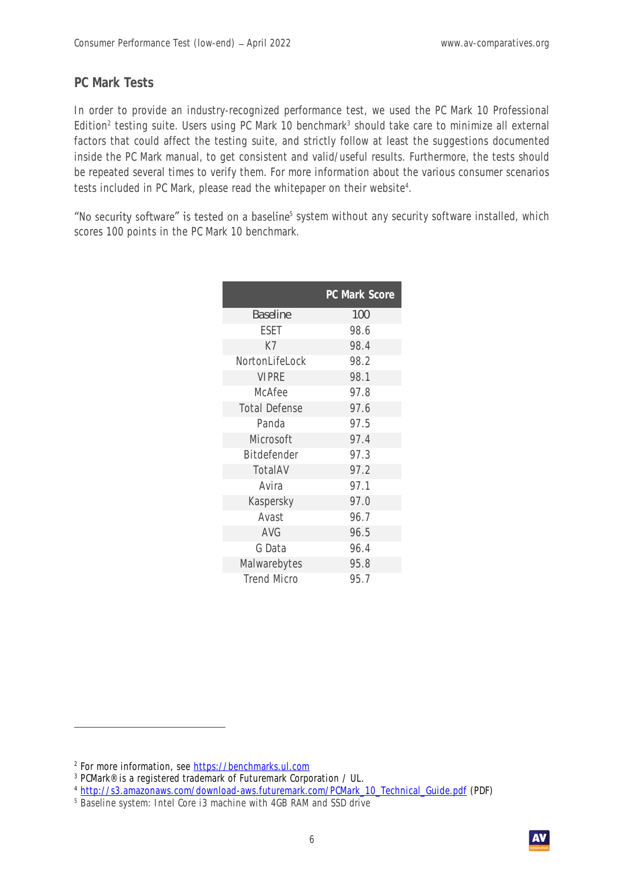## PC Mark Tests

In order to provide an industry-recognized performance test, we used the PC Mark 10 Professional Edition[2] testing suite. Users using PC Mark 10 benchmark[3] should take care to minimize all external factors that could affect the testing suite, and strictly follow at least the suggestions documented inside the PC Mark manual, to get consistent and valid/useful results. Furthermore, the tests should be repeated several times to verify them. For more information about the various consumer scenarios tests included in PC Mark, please read the whitepaper on their website[4].

"No security software" is tested on a baseline[5] system without any security software installed, which scores 100 points in the PC Mark 10 benchmark.

| | PC Mark Score |
|---|---|
| Baseline | 100 |
| ESET | 98.6 |
| K7 | 98.4 |
| NortonLifeLock | 98.2 |
| VIPRE | 98.1 |
| McAfee | 97.8 |
| Total Defense | 97.6 |
| Panda | 97.5 |
| Microsoft | 97.4 |
| Bitdefender | 97.3 |
| TotalAV | 97.2 |
| Avira | 97.1 |
| Kaspersky | 97.0 |
| Avast | 96.7 |
| AVG | 96.5 |
| G Data | 96.4 |
| Malwarebytes | 95.8 |
| Trend Micro | 95.7 |

[2] For more information, see https://benchmarks.ul.com

[3] PCMark® is a registered trademark of Futuremark Corporation / UL.

[4] http://s3.amazonaws.com/download-aws.futuremark.com/PCMark_10_Technical_Guide.pdf (PDF)

[5] Baseline system: Intel Core i3 machine with 4GB RAM and SSD drive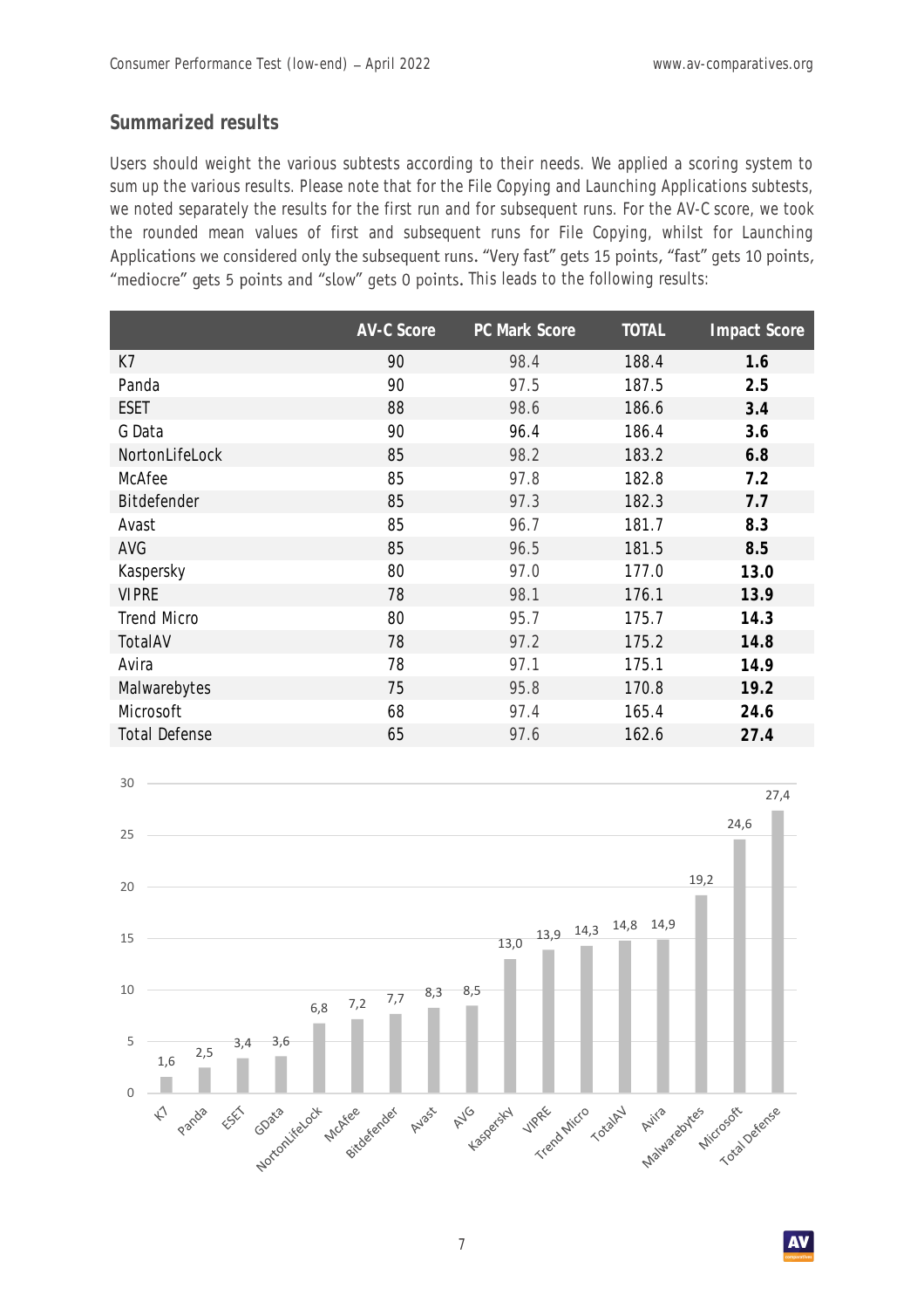## Summarized results

Users should weight the various subtests according to their needs. We applied a scoring system to sum up the various results. Please note that for the File Copying and Launching Applications subtests, we noted separately the results for the first run and for subsequent runs. For the AV-C score, we took the rounded mean values of first and subsequent runs for File Copying, whilst for Launching Applications we considered only the subsequent runs. "Very fast" gets 15 points, "fast" gets 10 points, "mediocre" gets 5 points and "slow" gets 0 points. This leads to the following results:

| | AV-C Score | PC Mark Score | TOTAL | Impact Score |
|---|---|---|---|---|
| K7 | 90 | 98.4 | 188.4 | **1.6** |
| Panda | 90 | 97.5 | 187.5 | **2.5** |
| ESET | 88 | 98.6 | 186.6 | **3.4** |
| G Data | 90 | 96.4 | 186.4 | **3.6** |
| NortonLifeLock | 85 | 98.2 | 183.2 | **6.8** |
| McAfee | 85 | 97.8 | 182.8 | **7.2** |
| Bitdefender | 85 | 97.3 | 182.3 | **7.7** |
| Avast | 85 | 96.7 | 181.7 | **8.3** |
| AVG | 85 | 96.5 | 181.5 | **8.5** |
| Kaspersky | 80 | 97.0 | 177.0 | **13.0** |
| VIPRE | 78 | 98.1 | 176.1 | **13.9** |
| Trend Micro | 80 | 95.7 | 175.7 | **14.3** |
| TotalAV | 78 | 97.2 | 175.2 | **14.8** |
| Avira | 78 | 97.1 | 175.1 | **14.9** |
| Malwarebytes | 75 | 95.8 | 170.8 | **19.2** |
| Microsoft | 68 | 97.4 | 165.4 | **24.6** |
| Total Defense | 65 | 97.6 | 162.6 | **27.4** |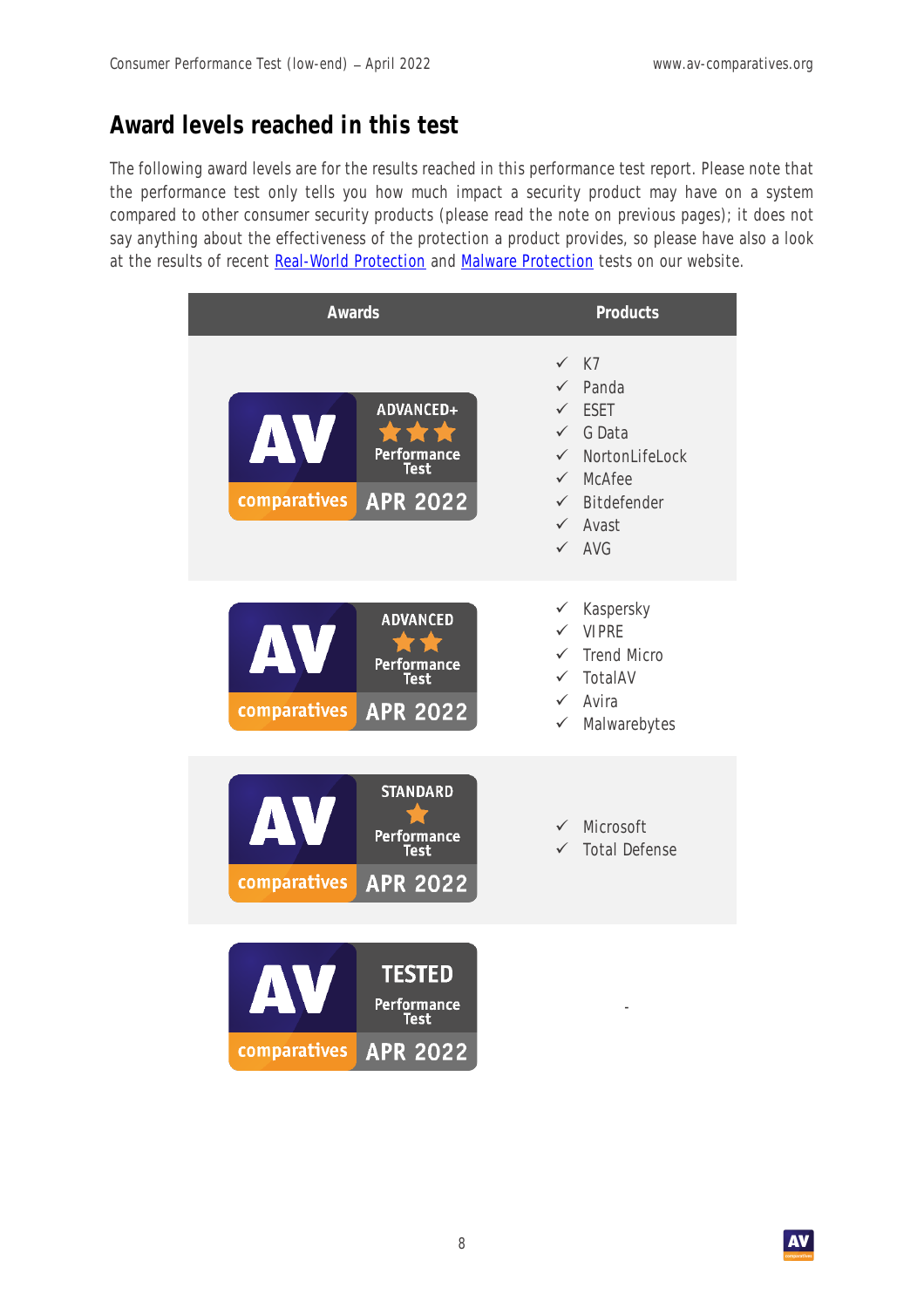## Award levels reached in this test

The following award levels are for the results reached in this performance test report. Please note that the performance test only tells you how much impact a security product may have on a system compared to other consumer security products (please read the note on previous pages); it does not say anything about the effectiveness of the protection a product provides, so please have also a look at the results of recent Real-World Protection and Malware Protection tests on our website.

| Awards | Products |
| --- | --- |
| ADVANCED+ Performance Test APR 2022 | ✓ K7<br>✓ Panda<br>✓ ESET<br>✓ G Data<br>✓ NortonLifeLock<br>✓ McAfee<br>✓ Bitdefender<br>✓ Avast<br>✓ AVG |
| ADVANCED Performance Test APR 2022 | ✓ Kaspersky<br>✓ VIPRE<br>✓ Trend Micro<br>✓ TotalAV<br>✓ Avira<br>✓ Malwarebytes |
| STANDARD Performance Test APR 2022 | ✓ Microsoft<br>✓ Total Defense |
| TESTED Performance Test APR 2022 | - |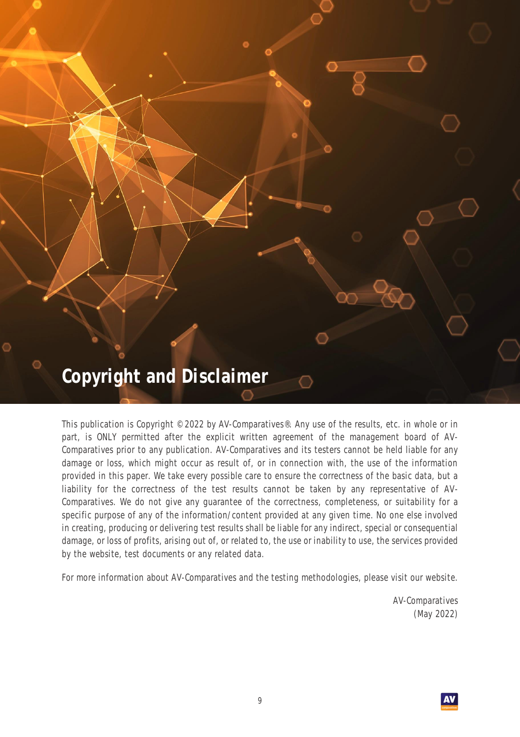# Copyright and Disclaimer

This publication is Copyright © 2022 by AV-Comparatives®. Any use of the results, etc. in whole or in part, is ONLY permitted after the explicit written agreement of the management board of AV-Comparatives prior to any publication. AV-Comparatives and its testers cannot be held liable for any damage or loss, which might occur as result of, or in connection with, the use of the information provided in this paper. We take every possible care to ensure the correctness of the basic data, but a liability for the correctness of the test results cannot be taken by any representative of AV-Comparatives. We do not give any guarantee of the correctness, completeness, or suitability for a specific purpose of any of the information/content provided at any given time. No one else involved in creating, producing or delivering test results shall be liable for any indirect, special or consequential damage, or loss of profits, arising out of, or related to, the use or inability to use, the services provided by the website, test documents or any related data.

For more information about AV-Comparatives and the testing methodologies, please visit our website.

AV-Comparatives
(May 2022)